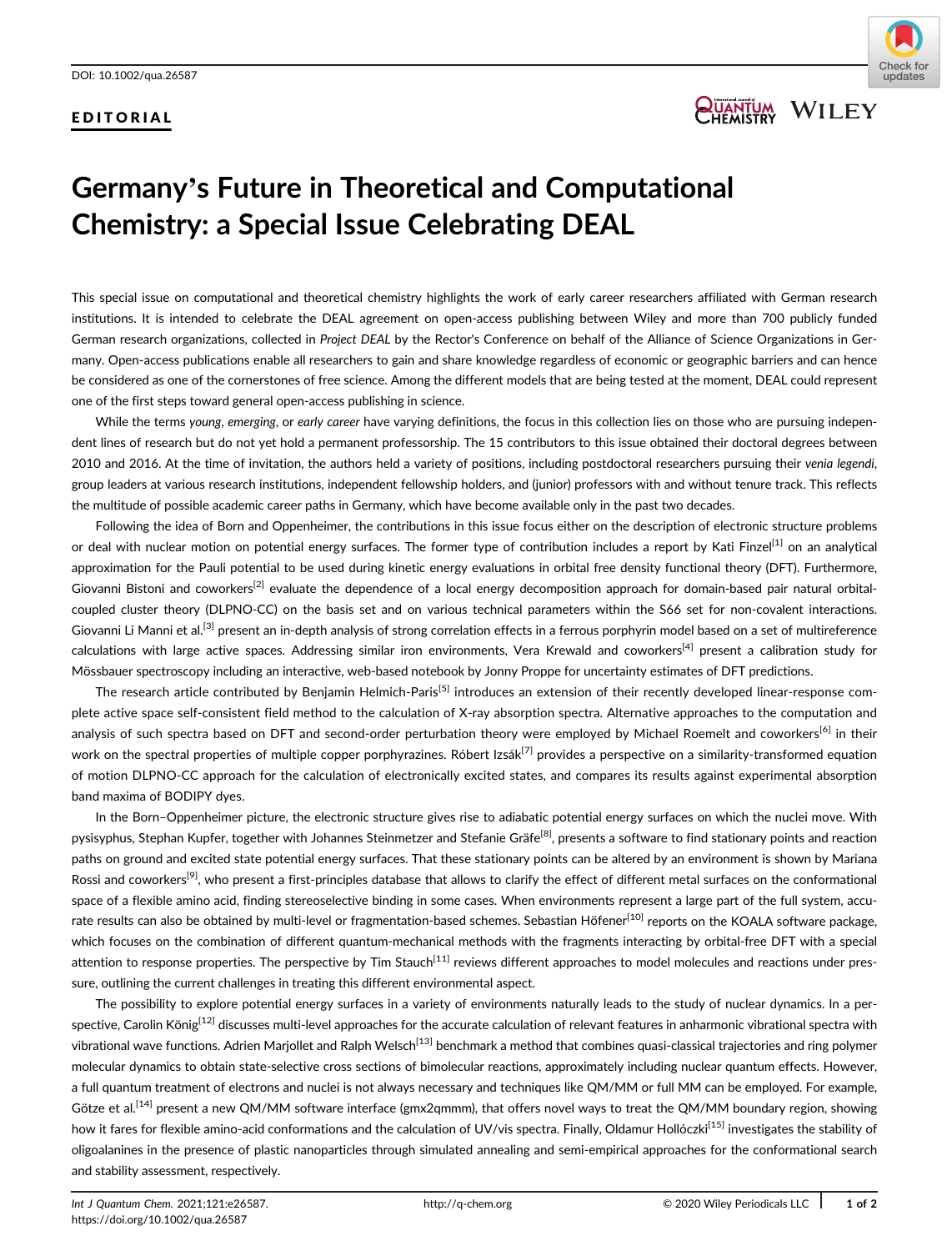EDITORIAL

# Germany's Future in Theoretical and Computational Chemistry: a Special Issue Celebrating DEAL

This special issue on computational and theoretical chemistry highlights the work of early career researchers affiliated with German research institutions. It is intended to celebrate the DEAL agreement on open-access publishing between Wiley and more than 700 publicly funded German research organizations, collected in *Project DEAL* by the Rector's Conference on behalf of the Alliance of Science Organizations in Germany. Open-access publications enable all researchers to gain and share knowledge regardless of economic or geographic barriers and can hence be considered as one of the cornerstones of free science. Among the different models that are being tested at the moment, DEAL could represent one of the first steps toward general open-access publishing in science.

While the terms *young*, *emerging*, or *early career* have varying definitions, the focus in this collection lies on those who are pursuing independent lines of research but do not yet hold a permanent professorship. The 15 contributors to this issue obtained their doctoral degrees between 2010 and 2016. At the time of invitation, the authors held a variety of positions, including postdoctoral researchers pursuing their *venia legendi*, group leaders at various research institutions, independent fellowship holders, and (junior) professors with and without tenure track. This reflects the multitude of possible academic career paths in Germany, which have become available only in the past two decades.

Following the idea of Born and Oppenheimer, the contributions in this issue focus either on the description of electronic structure problems or deal with nuclear motion on potential energy surfaces. The former type of contribution includes a report by Kati Finzel[1] on an analytical approximation for the Pauli potential to be used during kinetic energy evaluations in orbital free density functional theory (DFT). Furthermore, Giovanni Bistoni and coworkers[2] evaluate the dependence of a local energy decomposition approach for domain-based pair natural orbital-coupled cluster theory (DLPNO-CC) on the basis set and on various technical parameters within the S66 set for non-covalent interactions. Giovanni Li Manni et al.[3] present an in-depth analysis of strong correlation effects in a ferrous porphyrin model based on a set of multireference calculations with large active spaces. Addressing similar iron environments, Vera Krewald and coworkers[4] present a calibration study for Mössbauer spectroscopy including an interactive, web-based notebook by Jonny Proppe for uncertainty estimates of DFT predictions.

The research article contributed by Benjamin Helmich-Paris[5] introduces an extension of their recently developed linear-response complete active space self-consistent field method to the calculation of X-ray absorption spectra. Alternative approaches to the computation and analysis of such spectra based on DFT and second-order perturbation theory were employed by Michael Roemelt and coworkers[6] in their work on the spectral properties of multiple copper porphyrazines. Róbert Izsák[7] provides a perspective on a similarity-transformed equation of motion DLPNO-CC approach for the calculation of electronically excited states, and compares its results against experimental absorption band maxima of BODIPY dyes.

In the Born–Oppenheimer picture, the electronic structure gives rise to adiabatic potential energy surfaces on which the nuclei move. With pysisyphus, Stephan Kupfer, together with Johannes Steinmetzer and Stefanie Gräfe[8], presents a software to find stationary points and reaction paths on ground and excited state potential energy surfaces. That these stationary points can be altered by an environment is shown by Mariana Rossi and coworkers[9], who present a first-principles database that allows to clarify the effect of different metal surfaces on the conformational space of a flexible amino acid, finding stereoselective binding in some cases. When environments represent a large part of the full system, accurate results can also be obtained by multi-level or fragmentation-based schemes. Sebastian Höfener[10] reports on the KOALA software package, which focuses on the combination of different quantum-mechanical methods with the fragments interacting by orbital-free DFT with a special attention to response properties. The perspective by Tim Stauch[11] reviews different approaches to model molecules and reactions under pressure, outlining the current challenges in treating this different environmental aspect.

The possibility to explore potential energy surfaces in a variety of environments naturally leads to the study of nuclear dynamics. In a perspective, Carolin König[12] discusses multi-level approaches for the accurate calculation of relevant features in anharmonic vibrational spectra with vibrational wave functions. Adrien Marjollet and Ralph Welsch[13] benchmark a method that combines quasi-classical trajectories and ring polymer molecular dynamics to obtain state-selective cross sections of bimolecular reactions, approximately including nuclear quantum effects. However, a full quantum treatment of electrons and nuclei is not always necessary and techniques like QM/MM or full MM can be employed. For example, Götze et al.[14] present a new QM/MM software interface (gmx2qmmm), that offers novel ways to treat the QM/MM boundary region, showing how it fares for flexible amino-acid conformations and the calculation of UV/vis spectra. Finally, Oldamur Hollóczki[15] investigates the stability of oligoalanines in the presence of plastic nanoparticles through simulated annealing and semi-empirical approaches for the conformational search and stability assessment, respectively.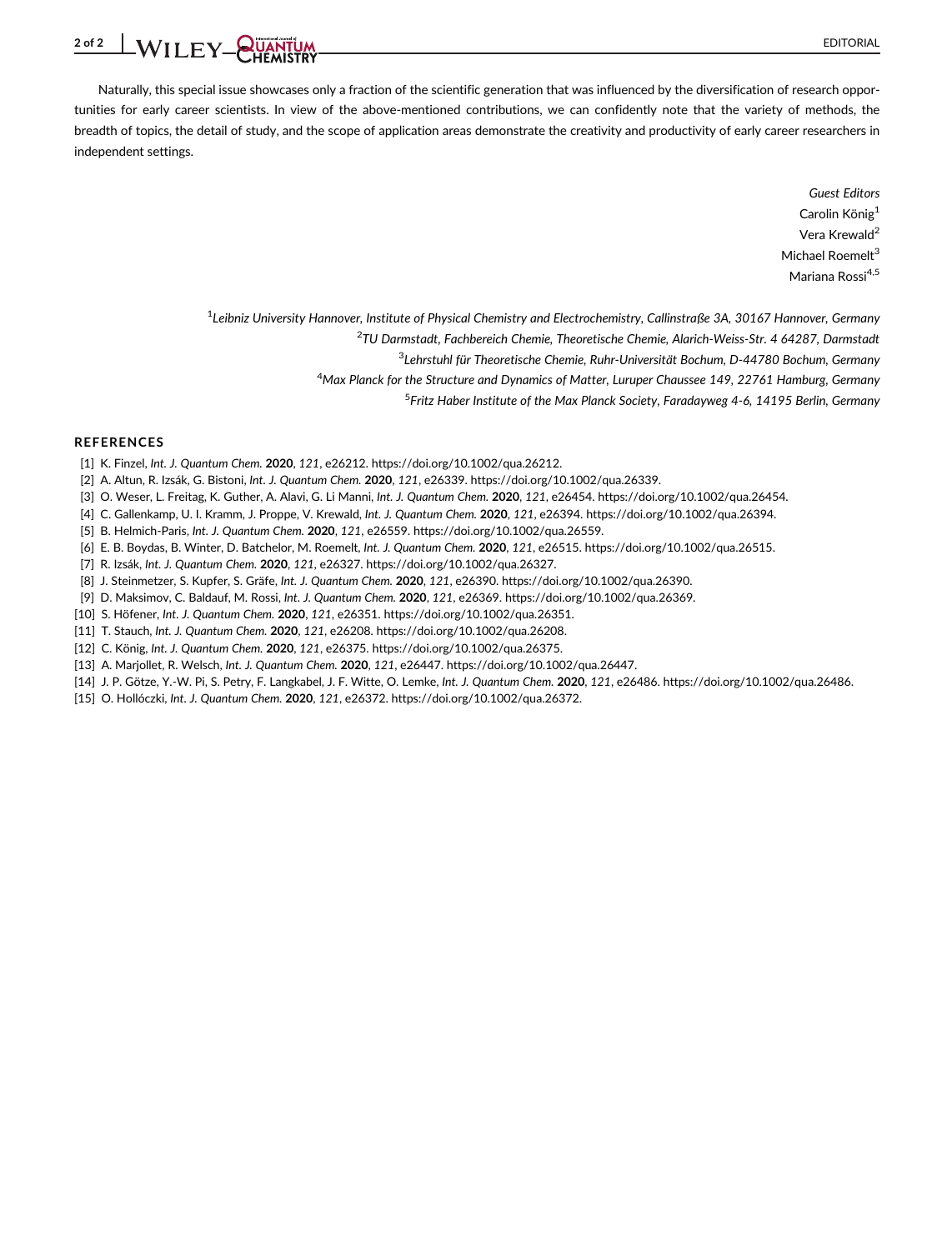Naturally, this special issue showcases only a fraction of the scientific generation that was influenced by the diversification of research opportunities for early career scientists. In view of the above-mentioned contributions, we can confidently note that the variety of methods, the breadth of topics, the detail of study, and the scope of application areas demonstrate the creativity and productivity of early career researchers in independent settings.

*Guest Editors*
Carolin König[1]
Vera Krewald[2]
Michael Roemelt[3]
Mariana Rossi[4,5]

[1]*Leibniz University Hannover, Institute of Physical Chemistry and Electrochemistry, Callinstraße 3A, 30167 Hannover, Germany*
[2]*TU Darmstadt, Fachbereich Chemie, Theoretische Chemie, Alarich-Weiss-Str. 4 64287, Darmstadt*
[3]*Lehrstuhl für Theoretische Chemie, Ruhr-Universität Bochum, D-44780 Bochum, Germany*
[4]*Max Planck for the Structure and Dynamics of Matter, Luruper Chaussee 149, 22761 Hamburg, Germany*
[5]*Fritz Haber Institute of the Max Planck Society, Faradayweg 4-6, 14195 Berlin, Germany*

## REFERENCES

[1] K. Finzel, *Int. J. Quantum Chem.* **2020**, *121*, e26212. https://doi.org/10.1002/qua.26212.
[2] A. Altun, R. Izsák, G. Bistoni, *Int. J. Quantum Chem.* **2020**, *121*, e26339. https://doi.org/10.1002/qua.26339.
[3] O. Weser, L. Freitag, K. Guther, A. Alavi, G. Li Manni, *Int. J. Quantum Chem.* **2020**, *121*, e26454. https://doi.org/10.1002/qua.26454.
[4] C. Gallenkamp, U. I. Kramm, J. Proppe, V. Krewald, *Int. J. Quantum Chem.* **2020**, *121*, e26394. https://doi.org/10.1002/qua.26394.
[5] B. Helmich-Paris, *Int. J. Quantum Chem.* **2020**, *121*, e26559. https://doi.org/10.1002/qua.26559.
[6] E. B. Boydas, B. Winter, D. Batchelor, M. Roemelt, *Int. J. Quantum Chem.* **2020**, *121*, e26515. https://doi.org/10.1002/qua.26515.
[7] R. Izsák, *Int. J. Quantum Chem.* **2020**, *121*, e26327. https://doi.org/10.1002/qua.26327.
[8] J. Steinmetzer, S. Kupfer, S. Gräfe, *Int. J. Quantum Chem.* **2020**, *121*, e26390. https://doi.org/10.1002/qua.26390.
[9] D. Maksimov, C. Baldauf, M. Rossi, *Int. J. Quantum Chem.* **2020**, *121*, e26369. https://doi.org/10.1002/qua.26369.
[10] S. Höfener, *Int. J. Quantum Chem.* **2020**, *121*, e26351. https://doi.org/10.1002/qua.26351.
[11] T. Stauch, *Int. J. Quantum Chem.* **2020**, *121*, e26208. https://doi.org/10.1002/qua.26208.
[12] C. König, *Int. J. Quantum Chem.* **2020**, *121*, e26375. https://doi.org/10.1002/qua.26375.
[13] A. Marjollet, R. Welsch, *Int. J. Quantum Chem.* **2020**, *121*, e26447. https://doi.org/10.1002/qua.26447.
[14] J. P. Götze, Y.-W. Pi, S. Petry, F. Langkabel, J. F. Witte, O. Lemke, *Int. J. Quantum Chem.* **2020**, *121*, e26486. https://doi.org/10.1002/qua.26486.
[15] O. Hollóczki, *Int. J. Quantum Chem.* **2020**, *121*, e26372. https://doi.org/10.1002/qua.26372.